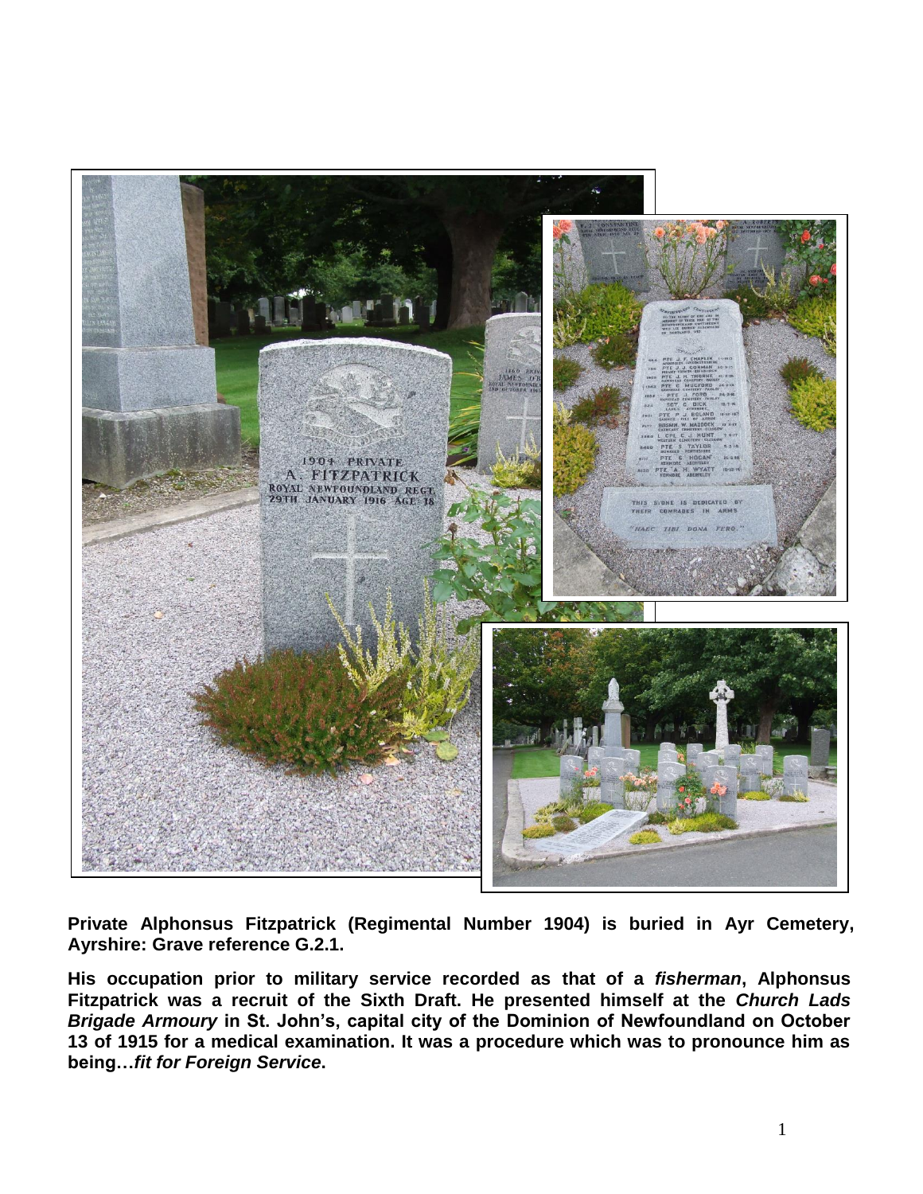**Private Alphonsus Fitzpatrick (Regimental Number 1904) is buried in Ayr Cemetery, Ayrshire: Grave reference G.2.1.**

**His occupation prior to military service recorded as that of a *fisherman*, Alphonsus Fitzpatrick was a recruit of the Sixth Draft. He presented himself at the *Church Lads Brigade Armoury* in St. John's, capital city of the Dominion of Newfoundland on October 13 of 1915 for a medical examination. It was a procedure which was to pronounce him as being…*fit for Foreign Service*.**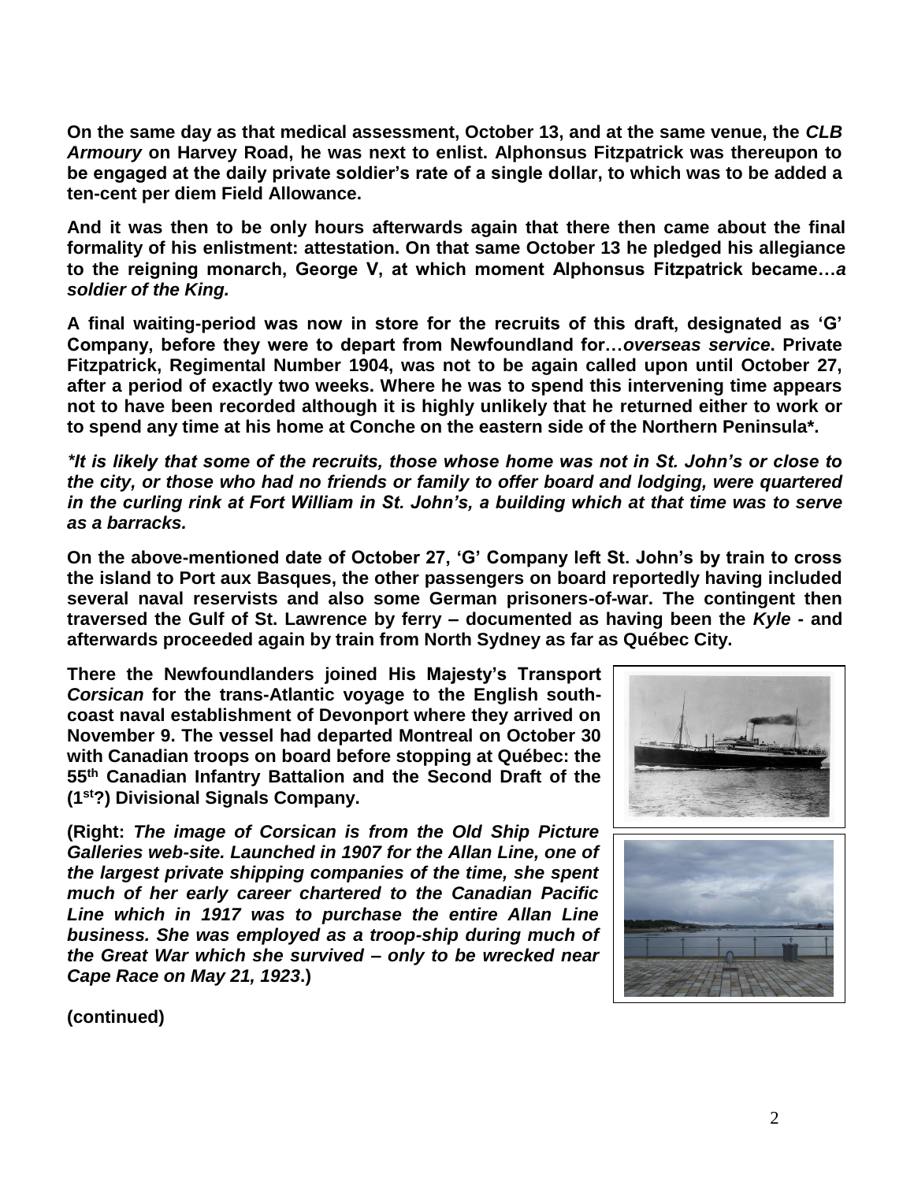**On the same day as that medical assessment, October 13, and at the same venue, the *CLB Armoury* on Harvey Road, he was next to enlist. Alphonsus Fitzpatrick was thereupon to be engaged at the daily private soldier's rate of a single dollar, to which was to be added a ten-cent per diem Field Allowance.**

**And it was then to be only hours afterwards again that there then came about the final formality of his enlistment: attestation. On that same October 13 he pledged his allegiance to the reigning monarch, George V, at which moment Alphonsus Fitzpatrick became…*a soldier of the King.***

**A final waiting-period was now in store for the recruits of this draft, designated as 'G' Company, before they were to depart from Newfoundland for…*overseas service*. Private Fitzpatrick, Regimental Number 1904, was not to be again called upon until October 27, after a period of exactly two weeks. Where he was to spend this intervening time appears not to have been recorded although it is highly unlikely that he returned either to work or to spend any time at his home at Conche on the eastern side of the Northern Peninsula*.**

***\*It is likely that some of the recruits, those whose home was not in St. John's or close to the city, or those who had no friends or family to offer board and lodging, were quartered in the curling rink at Fort William in St. John's, a building which at that time was to serve as a barracks.***

**On the above-mentioned date of October 27, 'G' Company left St. John's by train to cross the island to Port aux Basques, the other passengers on board reportedly having included several naval reservists and also some German prisoners-of-war. The contingent then traversed the Gulf of St. Lawrence by ferry – documented as having been the *Kyle* - and afterwards proceeded again by train from North Sydney as far as Québec City.**

**There the Newfoundlanders joined His Majesty's Transport *Corsican* for the trans-Atlantic voyage to the English south-coast naval establishment of Devonport where they arrived on November 9. The vessel had departed Montreal on October 30 with Canadian troops on board before stopping at Québec: the 55th Canadian Infantry Battalion and the Second Draft of the (1st?) Divisional Signals Company.**

**(Right: *The image of Corsican is from the Old Ship Picture Galleries web-site. Launched in 1907 for the Allan Line, one of the largest private shipping companies of the time, she spent much of her early career chartered to the Canadian Pacific Line which in 1917 was to purchase the entire Allan Line business. She was employed as a troop-ship during much of the Great War which she survived – only to be wrecked near Cape Race on May 21, 1923*.)**

**(continued)**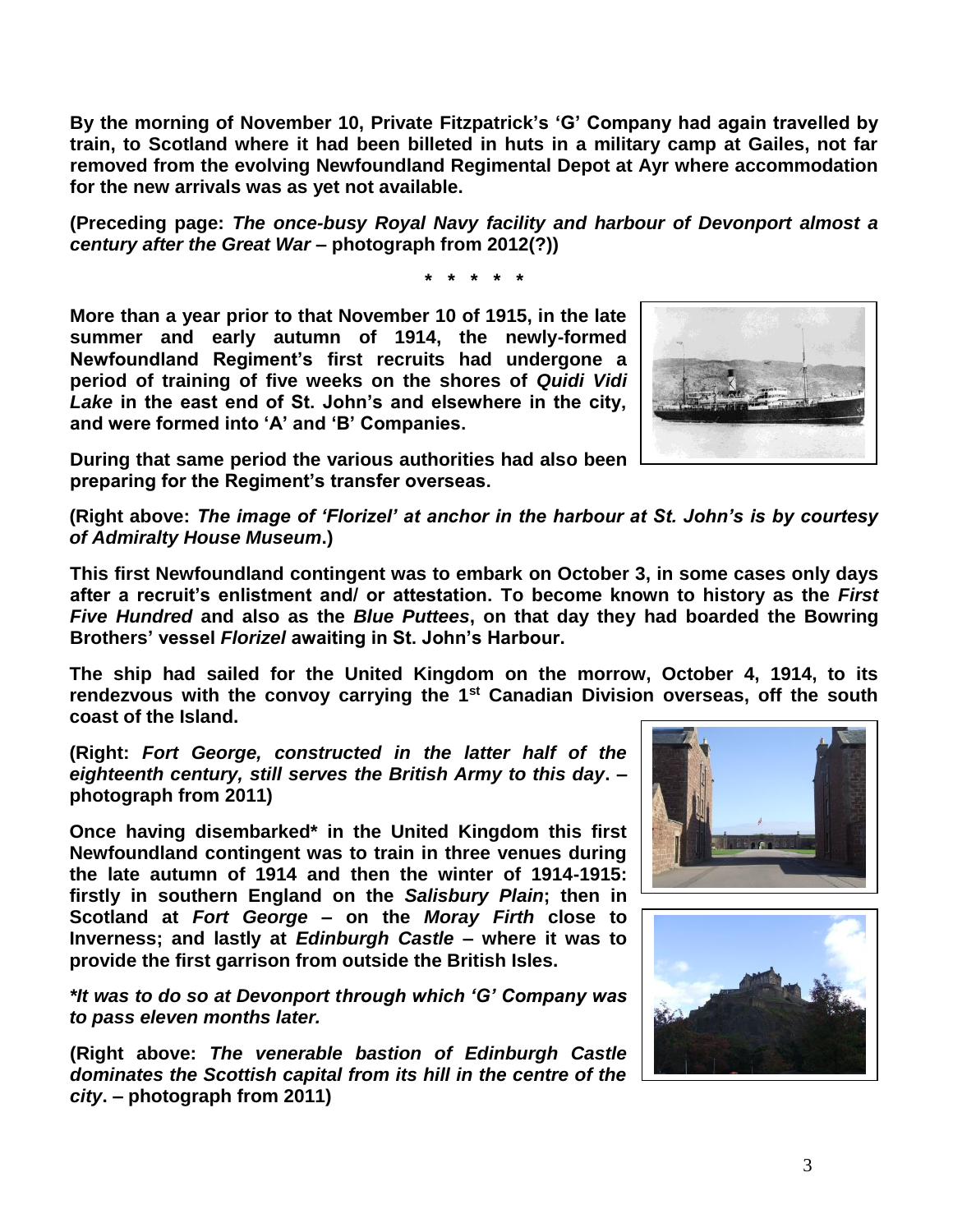**By the morning of November 10, Private Fitzpatrick's 'G' Company had again travelled by train, to Scotland where it had been billeted in huts in a military camp at Gailes, not far removed from the evolving Newfoundland Regimental Depot at Ayr where accommodation for the new arrivals was as yet not available.**

**(Preceding page:** ***The once-busy Royal Navy facility and harbour of Devonport almost a century after the Great War*** **– photograph from 2012(?))**

**\* \* \* \* \***

**More than a year prior to that November 10 of 1915, in the late summer and early autumn of 1914, the newly-formed Newfoundland Regiment's first recruits had undergone a period of training of five weeks on the shores of** ***Quidi Vidi Lake*** **in the east end of St. John's and elsewhere in the city, and were formed into 'A' and 'B' Companies.**

**During that same period the various authorities had also been preparing for the Regiment's transfer overseas.**

**(Right above:** ***The image of 'Florizel' at anchor in the harbour at St. John's is by courtesy of Admiralty House Museum*****.)**

**This first Newfoundland contingent was to embark on October 3, in some cases only days after a recruit's enlistment and/ or attestation. To become known to history as the** ***First Five Hundred*** **and also as the** ***Blue Puttees*****, on that day they had boarded the Bowring Brothers' vessel** ***Florizel*** **awaiting in St. John's Harbour.**

**The ship had sailed for the United Kingdom on the morrow, October 4, 1914, to its rendezvous with the convoy carrying the 1st Canadian Division overseas, off the south coast of the Island.**

**(Right:** ***Fort George, constructed in the latter half of the eighteenth century, still serves the British Army to this day*****. – photograph from 2011)**

**Once having disembarked\* in the United Kingdom this first Newfoundland contingent was to train in three venues during the late autumn of 1914 and then the winter of 1914-1915: firstly in southern England on the** ***Salisbury Plain*****; then in Scotland at** ***Fort George*** **– on the** ***Moray Firth*** **close to Inverness; and lastly at** ***Edinburgh Castle*** **– where it was to provide the first garrison from outside the British Isles.**

***\*It was to do so at Devonport through which 'G' Company was to pass eleven months later.***

**(Right above:** ***The venerable bastion of Edinburgh Castle dominates the Scottish capital from its hill in the centre of the city*****. – photograph from 2011)**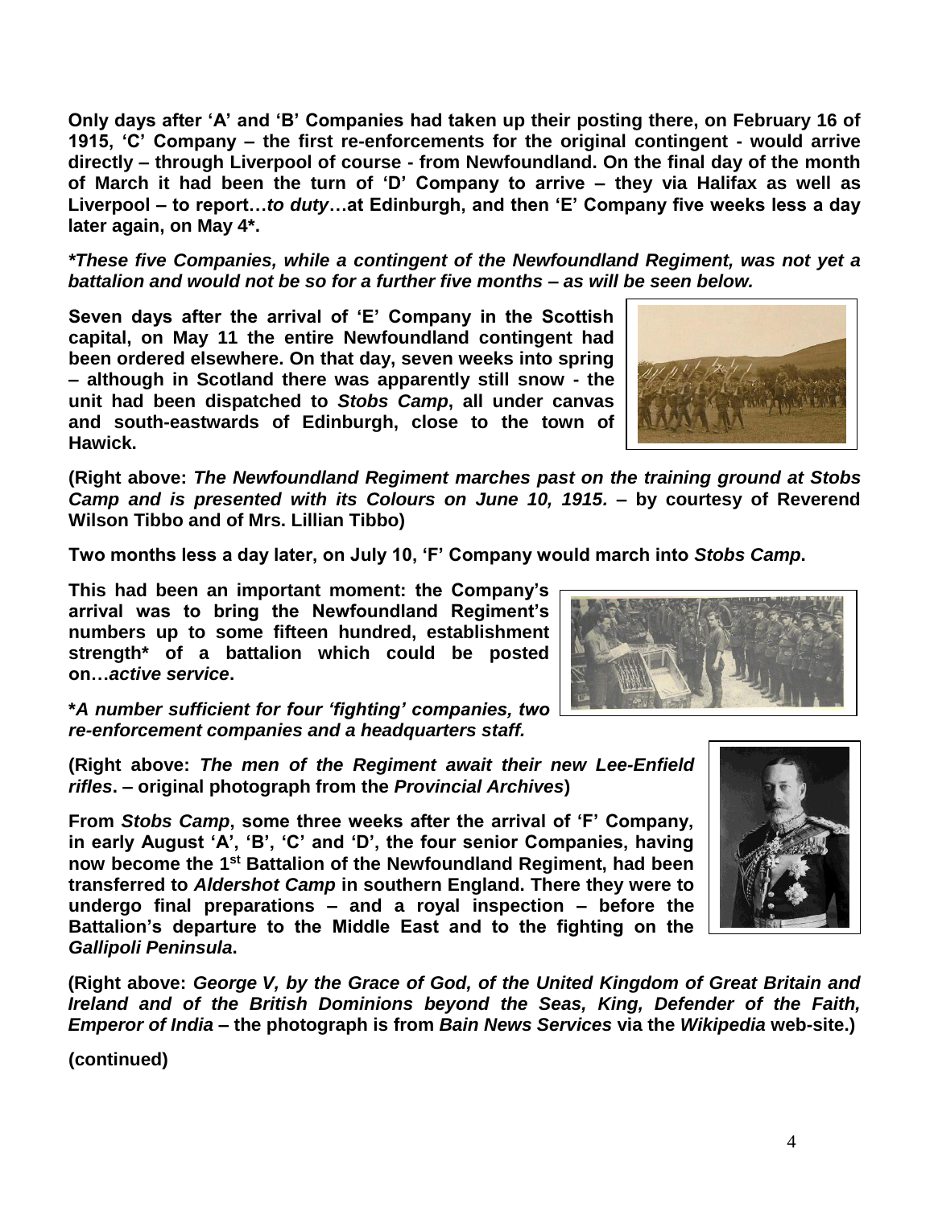**Only days after 'A' and 'B' Companies had taken up their posting there, on February 16 of 1915, 'C' Company – the first re-enforcements for the original contingent - would arrive directly – through Liverpool of course - from Newfoundland. On the final day of the month of March it had been the turn of 'D' Company to arrive – they via Halifax as well as Liverpool – to report…*to duty*…at Edinburgh, and then 'E' Company five weeks less a day later again, on May 4*.**

***These five Companies, while a contingent of the Newfoundland Regiment, was not yet a battalion and would not be so for a further five months – as will be seen below.***

**Seven days after the arrival of 'E' Company in the Scottish capital, on May 11 the entire Newfoundland contingent had been ordered elsewhere. On that day, seven weeks into spring – although in Scotland there was apparently still snow - the unit had been dispatched to *Stobs Camp*, all under canvas and south-eastwards of Edinburgh, close to the town of Hawick.**

**(Right above: *The Newfoundland Regiment marches past on the training ground at Stobs Camp and is presented with its Colours on June 10, 1915.* – by courtesy of Reverend Wilson Tibbo and of Mrs. Lillian Tibbo)**

**Two months less a day later, on July 10, 'F' Company would march into *Stobs Camp*.**

**This had been an important moment: the Company's arrival was to bring the Newfoundland Regiment's numbers up to some fifteen hundred, establishment strength* of a battalion which could be posted on…*active service*.**

***A number sufficient for four 'fighting' companies, two re-enforcement companies and a headquarters staff.***

**(Right above: *The men of the Regiment await their new Lee-Enfield rifles*. – original photograph from the *Provincial Archives*)**

**From *Stobs Camp*, some three weeks after the arrival of 'F' Company, in early August 'A', 'B', 'C' and 'D', the four senior Companies, having now become the 1st Battalion of the Newfoundland Regiment, had been transferred to *Aldershot Camp* in southern England. There they were to undergo final preparations – and a royal inspection – before the Battalion's departure to the Middle East and to the fighting on the *Gallipoli Peninsula*.**

**(Right above: *George V, by the Grace of God, of the United Kingdom of Great Britain and Ireland and of the British Dominions beyond the Seas, King, Defender of the Faith, Emperor of India* – the photograph is from *Bain News Services* via the *Wikipedia* web-site.)**

**(continued)**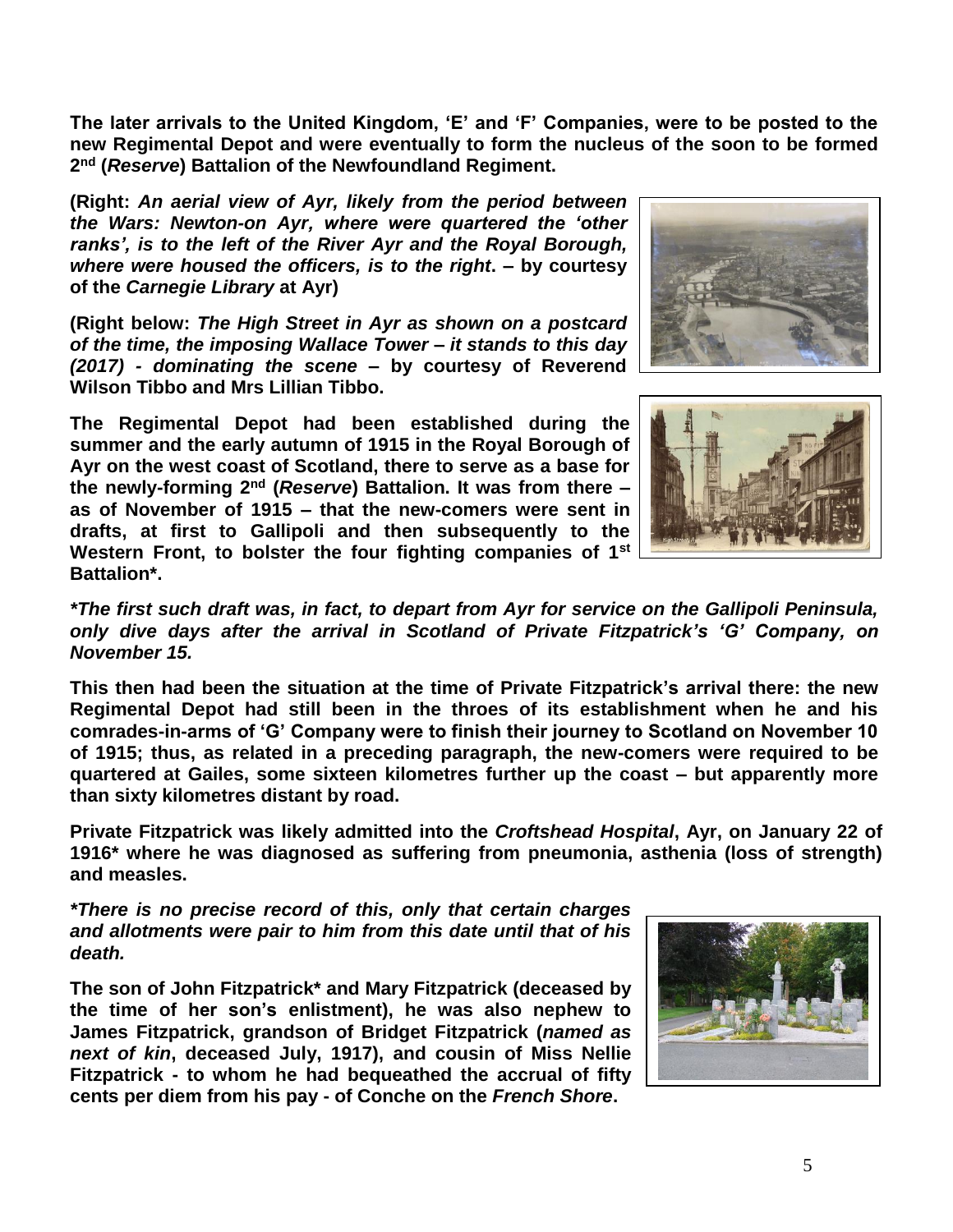**The later arrivals to the United Kingdom, 'E' and 'F' Companies, were to be posted to the new Regimental Depot and were eventually to form the nucleus of the soon to be formed 2nd (*Reserve*) Battalion of the Newfoundland Regiment.**

**(Right: *An aerial view of Ayr, likely from the period between the Wars: Newton-on Ayr, where were quartered the 'other ranks', is to the left of the River Ayr and the Royal Borough, where were housed the officers, is to the right*. – by courtesy of the *Carnegie Library* at Ayr)**

**(Right below: *The High Street in Ayr as shown on a postcard of the time, the imposing Wallace Tower – it stands to this day (2017) - dominating the scene* – by courtesy of Reverend Wilson Tibbo and Mrs Lillian Tibbo.**

**The Regimental Depot had been established during the summer and the early autumn of 1915 in the Royal Borough of Ayr on the west coast of Scotland, there to serve as a base for the newly-forming 2nd (*Reserve*) Battalion. It was from there – as of November of 1915 – that the new-comers were sent in drafts, at first to Gallipoli and then subsequently to the Western Front, to bolster the four fighting companies of 1st Battalion*.**

***\*The first such draft was, in fact, to depart from Ayr for service on the Gallipoli Peninsula, only dive days after the arrival in Scotland of Private Fitzpatrick's 'G' Company, on November 15.***

**This then had been the situation at the time of Private Fitzpatrick's arrival there: the new Regimental Depot had still been in the throes of its establishment when he and his comrades-in-arms of 'G' Company were to finish their journey to Scotland on November 10 of 1915; thus, as related in a preceding paragraph, the new-comers were required to be quartered at Gailes, some sixteen kilometres further up the coast – but apparently more than sixty kilometres distant by road.**

**Private Fitzpatrick was likely admitted into the *Croftshead Hospital*, Ayr, on January 22 of 1916* where he was diagnosed as suffering from pneumonia, asthenia (loss of strength) and measles.**

***\*There is no precise record of this, only that certain charges and allotments were pair to him from this date until that of his death.***

**The son of John Fitzpatrick* and Mary Fitzpatrick (deceased by the time of her son's enlistment), he was also nephew to James Fitzpatrick, grandson of Bridget Fitzpatrick (*named as next of kin*, deceased July, 1917), and cousin of Miss Nellie Fitzpatrick - to whom he had bequeathed the accrual of fifty cents per diem from his pay - of Conche on the *French Shore*.**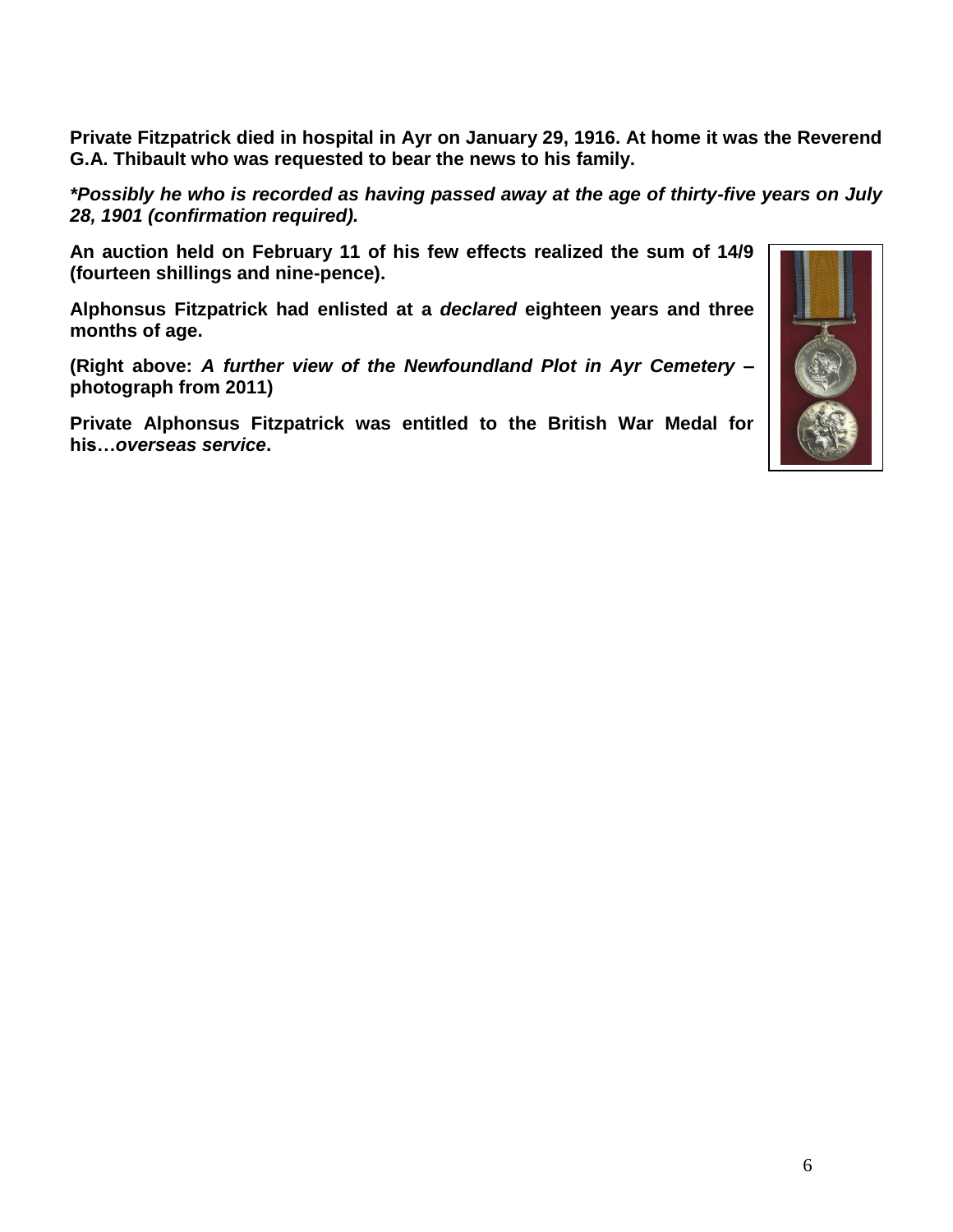**Private Fitzpatrick died in hospital in Ayr on January 29, 1916. At home it was the Reverend G.A. Thibault who was requested to bear the news to his family.**

***Possibly he who is recorded as having passed away at the age of thirty-five years on July 28, 1901 (confirmation required).***

**An auction held on February 11 of his few effects realized the sum of 14/9 (fourteen shillings and nine-pence).**

**Alphonsus Fitzpatrick had enlisted at a *declared* eighteen years and three months of age.**

**(Right above: *A further view of the Newfoundland Plot in Ayr Cemetery* – photograph from 2011)**

**Private Alphonsus Fitzpatrick was entitled to the British War Medal for his…*overseas service*.**